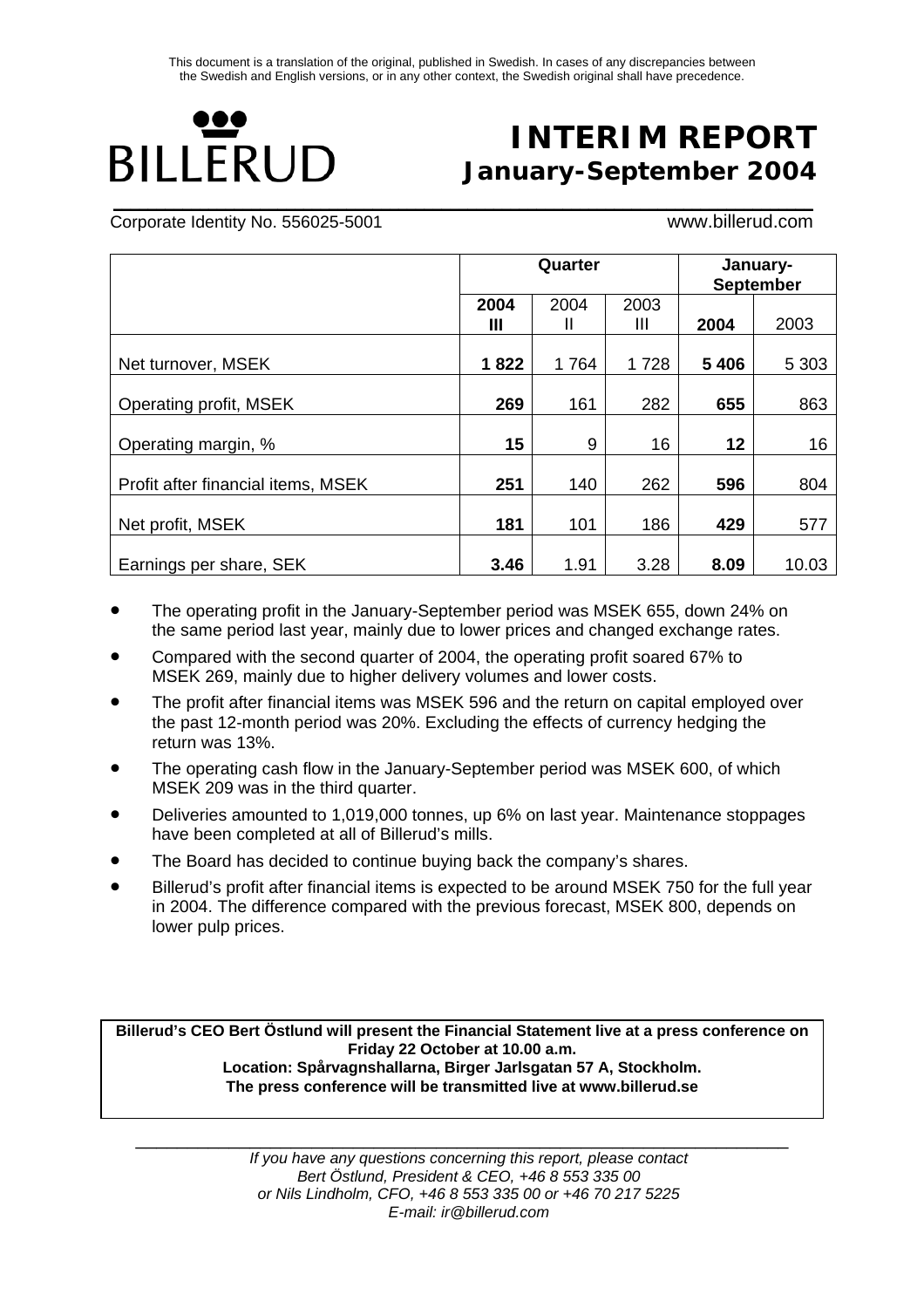This document is a translation of the original, published in Swedish. In cases of any discrepancies between the Swedish and English versions, or in any other context, the Swedish original shall have precedence.

BILLERUD

# INTERIM REPORT
## January-September 2004

Corporate Identity No. 556025-5001 www.billerud.com

| | Quarter | | | January-September | |
|---|---|---|---|---|---|
| | **2004 III** | 2004 II | 2003 III | **2004** | 2003 |
| Net turnover, MSEK | **1 822** | 1 764 | 1 728 | **5 406** | 5 303 |
| Operating profit, MSEK | **269** | 161 | 282 | **655** | 863 |
| Operating margin, % | **15** | 9 | 16 | **12** | 16 |
| Profit after financial items, MSEK | **251** | 140 | 262 | **596** | 804 |
| Net profit, MSEK | **181** | 101 | 186 | **429** | 577 |
| Earnings per share, SEK | **3.46** | 1.91 | 3.28 | **8.09** | 10.03 |

- The operating profit in the January-September period was MSEK 655, down 24% on the same period last year, mainly due to lower prices and changed exchange rates.
- Compared with the second quarter of 2004, the operating profit soared 67% to MSEK 269, mainly due to higher delivery volumes and lower costs.
- The profit after financial items was MSEK 596 and the return on capital employed over the past 12-month period was 20%. Excluding the effects of currency hedging the return was 13%.
- The operating cash flow in the January-September period was MSEK 600, of which MSEK 209 was in the third quarter.
- Deliveries amounted to 1,019,000 tonnes, up 6% on last year. Maintenance stoppages have been completed at all of Billerud's mills.
- The Board has decided to continue buying back the company's shares.
- Billerud's profit after financial items is expected to be around MSEK 750 for the full year in 2004. The difference compared with the previous forecast, MSEK 800, depends on lower pulp prices.

**Billerud's CEO Bert Östlund will present the Financial Statement live at a press conference on Friday 22 October at 10.00 a.m.**
**Location: Spårvagnshallarna, Birger Jarlsgatan 57 A, Stockholm.**
**The press conference will be transmitted live at www.billerud.se**

*If you have any questions concerning this report, please contact*
*Bert Östlund, President & CEO, +46 8 553 335 00*
*or Nils Lindholm, CFO, +46 8 553 335 00 or +46 70 217 5225*
*E-mail: ir@billerud.com*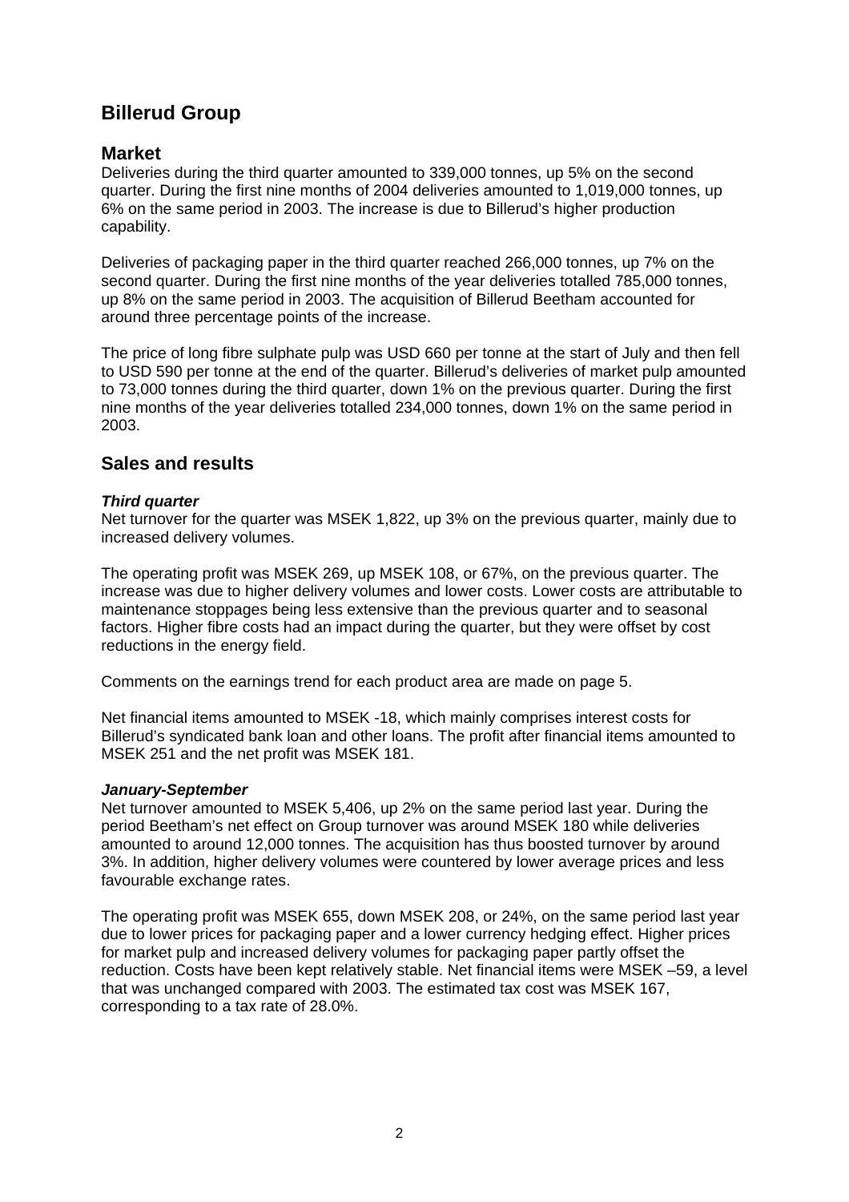# Billerud Group

## Market

Deliveries during the third quarter amounted to 339,000 tonnes, up 5% on the second quarter. During the first nine months of 2004 deliveries amounted to 1,019,000 tonnes, up 6% on the same period in 2003. The increase is due to Billerud's higher production capability.

Deliveries of packaging paper in the third quarter reached 266,000 tonnes, up 7% on the second quarter. During the first nine months of the year deliveries totalled 785,000 tonnes, up 8% on the same period in 2003. The acquisition of Billerud Beetham accounted for around three percentage points of the increase.

The price of long fibre sulphate pulp was USD 660 per tonne at the start of July and then fell to USD 590 per tonne at the end of the quarter. Billerud's deliveries of market pulp amounted to 73,000 tonnes during the third quarter, down 1% on the previous quarter. During the first nine months of the year deliveries totalled 234,000 tonnes, down 1% on the same period in 2003.

## Sales and results

### *Third quarter*

Net turnover for the quarter was MSEK 1,822, up 3% on the previous quarter, mainly due to increased delivery volumes.

The operating profit was MSEK 269, up MSEK 108, or 67%, on the previous quarter. The increase was due to higher delivery volumes and lower costs. Lower costs are attributable to maintenance stoppages being less extensive than the previous quarter and to seasonal factors. Higher fibre costs had an impact during the quarter, but they were offset by cost reductions in the energy field.

Comments on the earnings trend for each product area are made on page 5.

Net financial items amounted to MSEK -18, which mainly comprises interest costs for Billerud's syndicated bank loan and other loans. The profit after financial items amounted to MSEK 251 and the net profit was MSEK 181.

### *January-September*

Net turnover amounted to MSEK 5,406, up 2% on the same period last year. During the period Beetham's net effect on Group turnover was around MSEK 180 while deliveries amounted to around 12,000 tonnes. The acquisition has thus boosted turnover by around 3%. In addition, higher delivery volumes were countered by lower average prices and less favourable exchange rates.

The operating profit was MSEK 655, down MSEK 208, or 24%, on the same period last year due to lower prices for packaging paper and a lower currency hedging effect. Higher prices for market pulp and increased delivery volumes for packaging paper partly offset the reduction. Costs have been kept relatively stable. Net financial items were MSEK –59, a level that was unchanged compared with 2003. The estimated tax cost was MSEK 167, corresponding to a tax rate of 28.0%.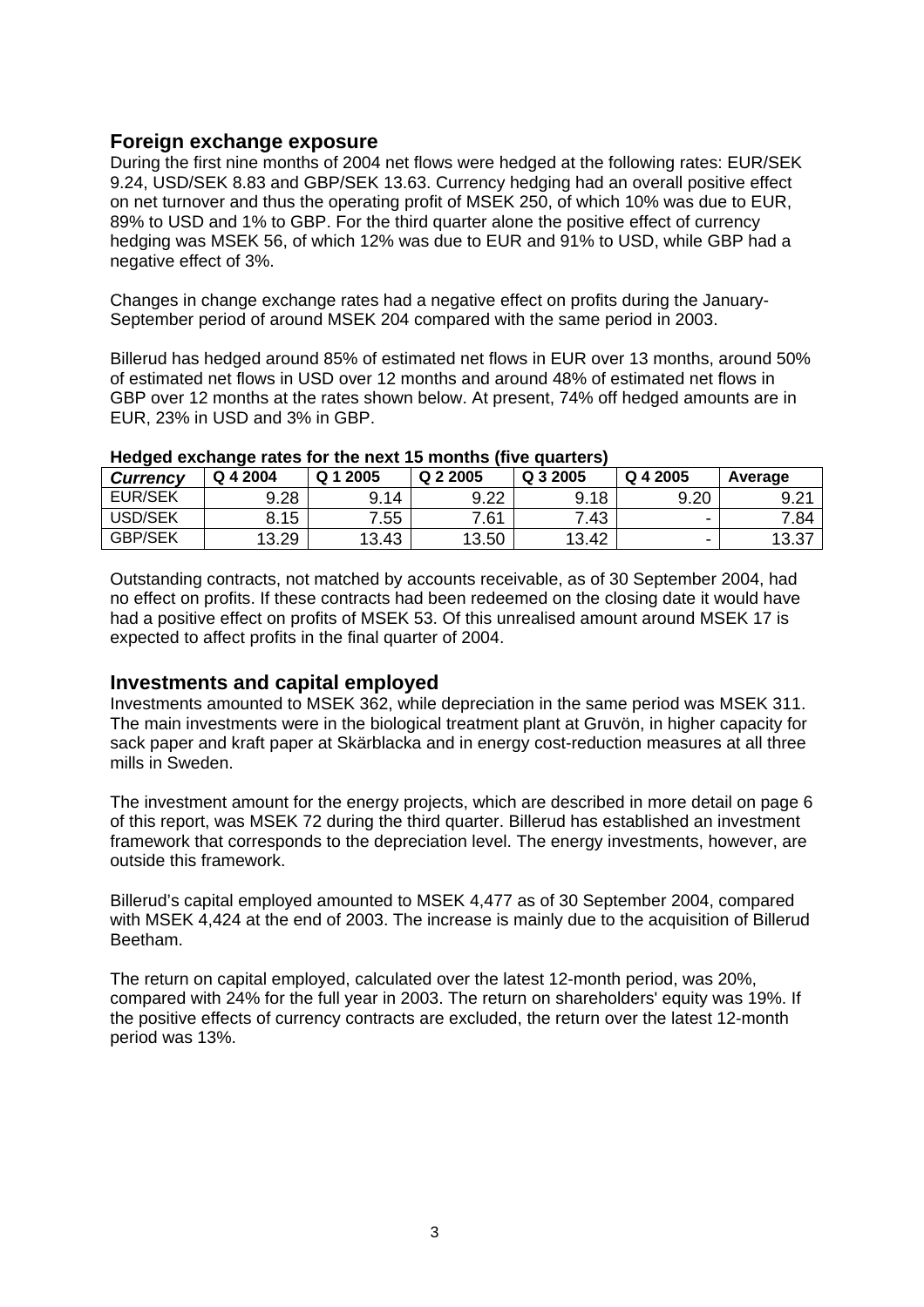## Foreign exchange exposure

During the first nine months of 2004 net flows were hedged at the following rates: EUR/SEK 9.24, USD/SEK 8.83 and GBP/SEK 13.63. Currency hedging had an overall positive effect on net turnover and thus the operating profit of MSEK 250, of which 10% was due to EUR, 89% to USD and 1% to GBP. For the third quarter alone the positive effect of currency hedging was MSEK 56, of which 12% was due to EUR and 91% to USD, while GBP had a negative effect of 3%.

Changes in change exchange rates had a negative effect on profits during the January-September period of around MSEK 204 compared with the same period in 2003.

Billerud has hedged around 85% of estimated net flows in EUR over 13 months, around 50% of estimated net flows in USD over 12 months and around 48% of estimated net flows in GBP over 12 months at the rates shown below. At present, 74% off hedged amounts are in EUR, 23% in USD and 3% in GBP.

**Hedged exchange rates for the next 15 months (five quarters)**

| ***Currency*** | **Q 4 2004** | **Q 1 2005** | **Q 2 2005** | **Q 3 2005** | **Q 4 2005** | **Average** |
|---|---|---|---|---|---|---|
| EUR/SEK | 9.28 | 9.14 | 9.22 | 9.18 | 9.20 | 9.21 |
| USD/SEK | 8.15 | 7.55 | 7.61 | 7.43 | - | 7.84 |
| GBP/SEK | 13.29 | 13.43 | 13.50 | 13.42 | - | 13.37 |

Outstanding contracts, not matched by accounts receivable, as of 30 September 2004, had no effect on profits. If these contracts had been redeemed on the closing date it would have had a positive effect on profits of MSEK 53. Of this unrealised amount around MSEK 17 is expected to affect profits in the final quarter of 2004.

## Investments and capital employed

Investments amounted to MSEK 362, while depreciation in the same period was MSEK 311. The main investments were in the biological treatment plant at Gruvön, in higher capacity for sack paper and kraft paper at Skärblacka and in energy cost-reduction measures at all three mills in Sweden.

The investment amount for the energy projects, which are described in more detail on page 6 of this report, was MSEK 72 during the third quarter. Billerud has established an investment framework that corresponds to the depreciation level. The energy investments, however, are outside this framework.

Billerud's capital employed amounted to MSEK 4,477 as of 30 September 2004, compared with MSEK 4,424 at the end of 2003. The increase is mainly due to the acquisition of Billerud Beetham.

The return on capital employed, calculated over the latest 12-month period, was 20%, compared with 24% for the full year in 2003. The return on shareholders' equity was 19%. If the positive effects of currency contracts are excluded, the return over the latest 12-month period was 13%.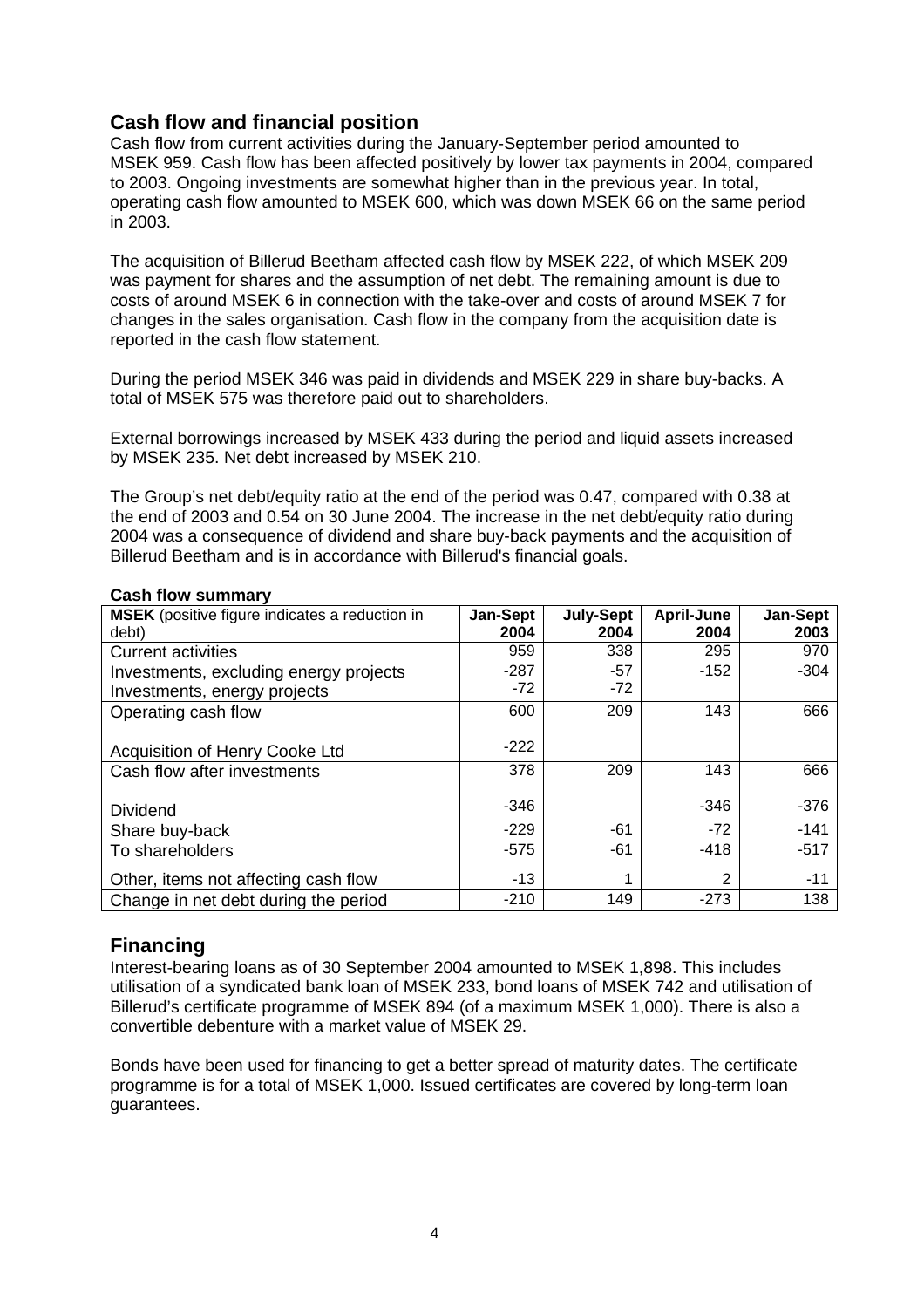## Cash flow and financial position

Cash flow from current activities during the January-September period amounted to MSEK 959. Cash flow has been affected positively by lower tax payments in 2004, compared to 2003. Ongoing investments are somewhat higher than in the previous year. In total, operating cash flow amounted to MSEK 600, which was down MSEK 66 on the same period in 2003.

The acquisition of Billerud Beetham affected cash flow by MSEK 222, of which MSEK 209 was payment for shares and the assumption of net debt. The remaining amount is due to costs of around MSEK 6 in connection with the take-over and costs of around MSEK 7 for changes in the sales organisation. Cash flow in the company from the acquisition date is reported in the cash flow statement.

During the period MSEK 346 was paid in dividends and MSEK 229 in share buy-backs. A total of MSEK 575 was therefore paid out to shareholders.

External borrowings increased by MSEK 433 during the period and liquid assets increased by MSEK 235. Net debt increased by MSEK 210.

The Group's net debt/equity ratio at the end of the period was 0.47, compared with 0.38 at the end of 2003 and 0.54 on 30 June 2004. The increase in the net debt/equity ratio during 2004 was a consequence of dividend and share buy-back payments and the acquisition of Billerud Beetham and is in accordance with Billerud's financial goals.

**Cash flow summary**

| **MSEK** (positive figure indicates a reduction in debt) | **Jan-Sept 2004** | **July-Sept 2004** | **April-June 2004** | **Jan-Sept 2003** |
|---|---|---|---|---|
| Current activities | 959 | 338 | 295 | 970 |
| Investments, excluding energy projects | -287 | -57 | -152 | -304 |
| Investments, energy projects | -72 | -72 | | |
| Operating cash flow | 600 | 209 | 143 | 666 |
| Acquisition of Henry Cooke Ltd | -222 | | | |
| Cash flow after investments | 378 | 209 | 143 | 666 |
| Dividend | -346 | | -346 | -376 |
| Share buy-back | -229 | -61 | -72 | -141 |
| To shareholders | -575 | -61 | -418 | -517 |
| Other, items not affecting cash flow | -13 | 1 | 2 | -11 |
| Change in net debt during the period | -210 | 149 | -273 | 138 |

## Financing

Interest-bearing loans as of 30 September 2004 amounted to MSEK 1,898. This includes utilisation of a syndicated bank loan of MSEK 233, bond loans of MSEK 742 and utilisation of Billerud's certificate programme of MSEK 894 (of a maximum MSEK 1,000). There is also a convertible debenture with a market value of MSEK 29.

Bonds have been used for financing to get a better spread of maturity dates. The certificate programme is for a total of MSEK 1,000. Issued certificates are covered by long-term loan guarantees.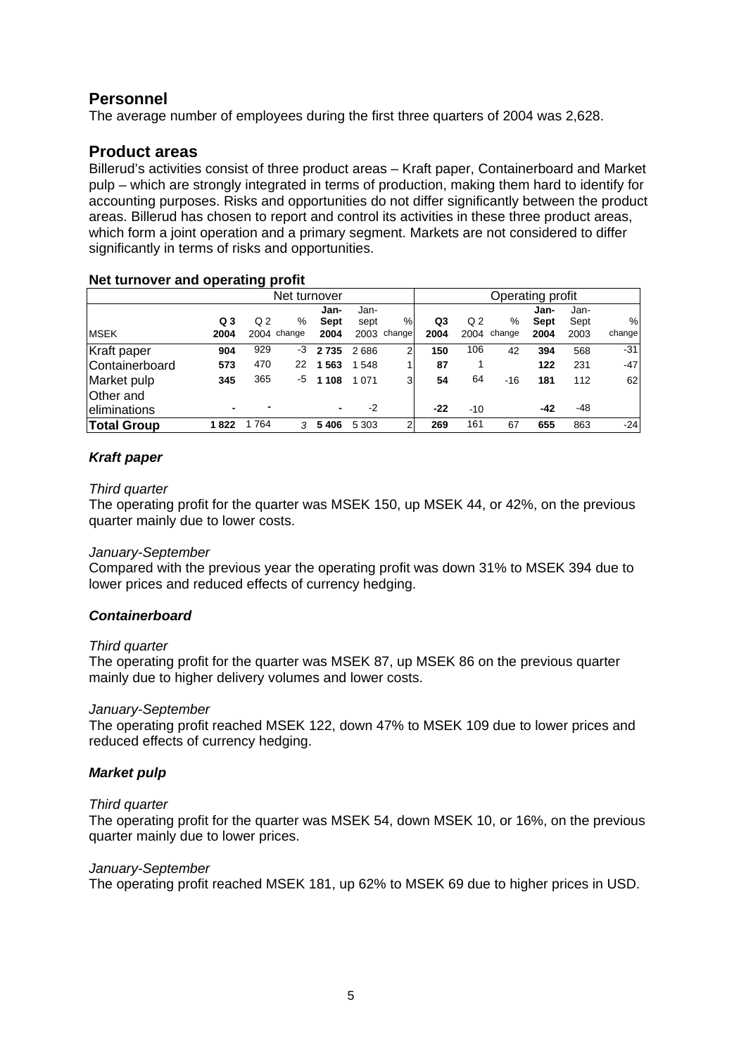## Personnel

The average number of employees during the first three quarters of 2004 was 2,628.

## Product areas

Billerud's activities consist of three product areas – Kraft paper, Containerboard and Market pulp – which are strongly integrated in terms of production, making them hard to identify for accounting purposes. Risks and opportunities do not differ significantly between the product areas. Billerud has chosen to report and control its activities in these three product areas, which form a joint operation and a primary segment. Markets are not considered to differ significantly in terms of risks and opportunities.

**Net turnover and operating profit**

| | Net turnover | | | | | | Operating profit | | | | | |
|---|---|---|---|---|---|---|---|---|---|---|---|---|
| MSEK | **Q 3 2004** | Q 2 2004 | % change | **Jan-Sept 2004** | Jan-sept 2003 | % change | **Q3 2004** | Q 2 2004 | % change | **Jan-Sept 2004** | Jan-Sept 2003 | % change |
| Kraft paper | **904** | 929 | -3 | **2 735** | 2 686 | 2 | **150** | 106 | 42 | **394** | 568 | -31 |
| Containerboard | **573** | 470 | 22 | **1 563** | 1 548 | 1 | **87** | 1 | | **122** | 231 | -47 |
| Market pulp | **345** | 365 | -5 | **1 108** | 1 071 | 3 | **54** | 64 | -16 | **181** | 112 | 62 |
| Other and eliminations | **-** | **-** | | **-** | -2 | | **-22** | -10 | | **-42** | -48 | |
| **Total Group** | **1 822** | 1 764 | 3 | **5 406** | 5 303 | 2 | **269** | 161 | 67 | **655** | 863 | -24 |

### *Kraft paper*

*Third quarter*

The operating profit for the quarter was MSEK 150, up MSEK 44, or 42%, on the previous quarter mainly due to lower costs.

*January-September*

Compared with the previous year the operating profit was down 31% to MSEK 394 due to lower prices and reduced effects of currency hedging.

### *Containerboard*

*Third quarter*

The operating profit for the quarter was MSEK 87, up MSEK 86 on the previous quarter mainly due to higher delivery volumes and lower costs.

*January-September*

The operating profit reached MSEK 122, down 47% to MSEK 109 due to lower prices and reduced effects of currency hedging.

### *Market pulp*

*Third quarter*

The operating profit for the quarter was MSEK 54, down MSEK 10, or 16%, on the previous quarter mainly due to lower prices.

*January-September*

The operating profit reached MSEK 181, up 62% to MSEK 69 due to higher prices in USD.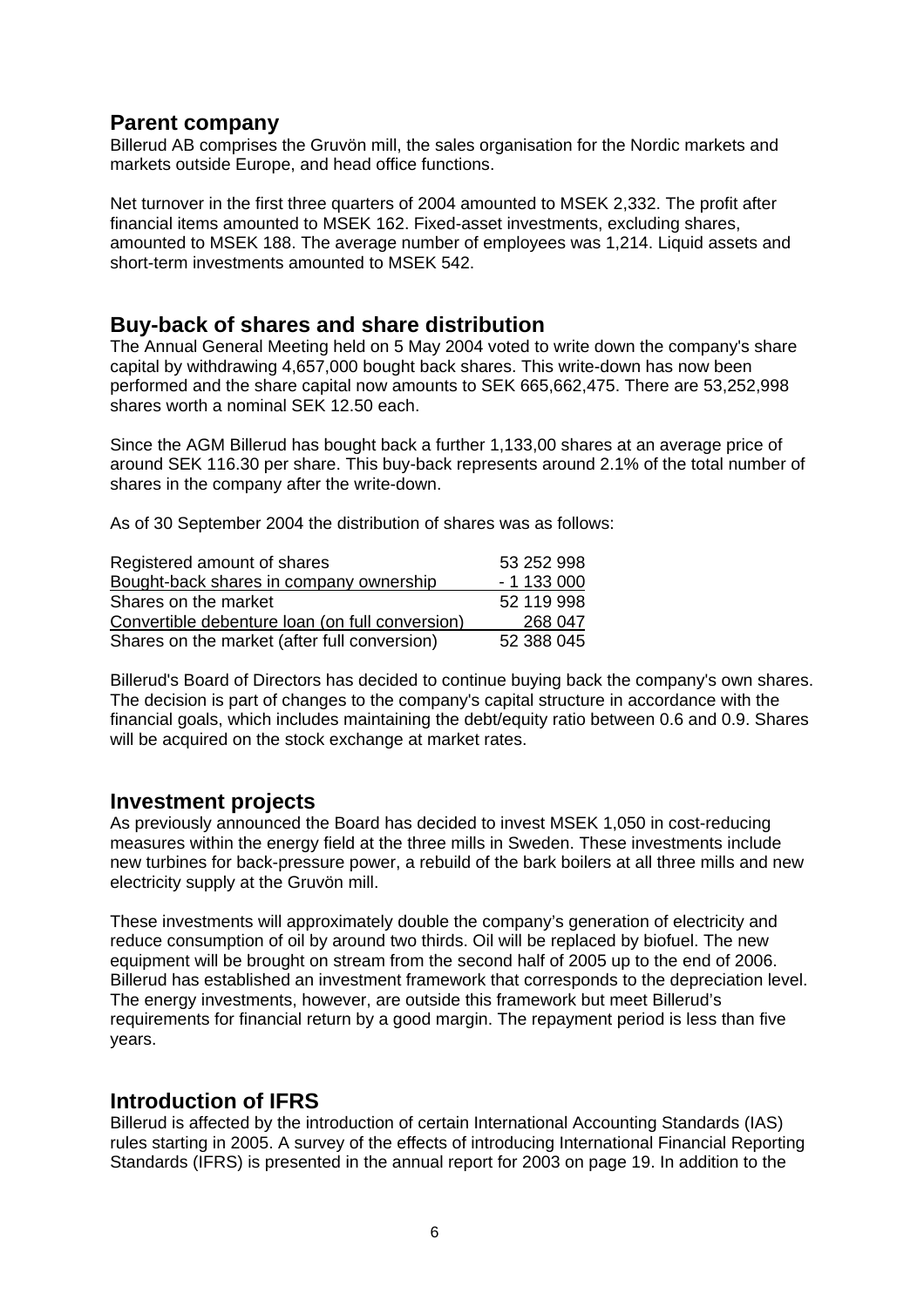## Parent company

Billerud AB comprises the Gruvön mill, the sales organisation for the Nordic markets and markets outside Europe, and head office functions.

Net turnover in the first three quarters of 2004 amounted to MSEK 2,332. The profit after financial items amounted to MSEK 162. Fixed-asset investments, excluding shares, amounted to MSEK 188. The average number of employees was 1,214. Liquid assets and short-term investments amounted to MSEK 542.

## Buy-back of shares and share distribution

The Annual General Meeting held on 5 May 2004 voted to write down the company's share capital by withdrawing 4,657,000 bought back shares. This write-down has now been performed and the share capital now amounts to SEK 665,662,475. There are 53,252,998 shares worth a nominal SEK 12.50 each.

Since the AGM Billerud has bought back a further 1,133,00 shares at an average price of around SEK 116.30 per share. This buy-back represents around 2.1% of the total number of shares in the company after the write-down.

As of 30 September 2004 the distribution of shares was as follows:

| | |
|---|---|
| Registered amount of shares | 53 252 998 |
| Bought-back shares in company ownership | - 1 133 000 |
| Shares on the market | 52 119 998 |
| Convertible debenture loan (on full conversion) | 268 047 |
| Shares on the market (after full conversion) | 52 388 045 |

Billerud's Board of Directors has decided to continue buying back the company's own shares. The decision is part of changes to the company's capital structure in accordance with the financial goals, which includes maintaining the debt/equity ratio between 0.6 and 0.9. Shares will be acquired on the stock exchange at market rates.

## Investment projects

As previously announced the Board has decided to invest MSEK 1,050 in cost-reducing measures within the energy field at the three mills in Sweden. These investments include new turbines for back-pressure power, a rebuild of the bark boilers at all three mills and new electricity supply at the Gruvön mill.

These investments will approximately double the company's generation of electricity and reduce consumption of oil by around two thirds. Oil will be replaced by biofuel. The new equipment will be brought on stream from the second half of 2005 up to the end of 2006. Billerud has established an investment framework that corresponds to the depreciation level. The energy investments, however, are outside this framework but meet Billerud's requirements for financial return by a good margin. The repayment period is less than five years.

## Introduction of IFRS

Billerud is affected by the introduction of certain International Accounting Standards (IAS) rules starting in 2005. A survey of the effects of introducing International Financial Reporting Standards (IFRS) is presented in the annual report for 2003 on page 19. In addition to the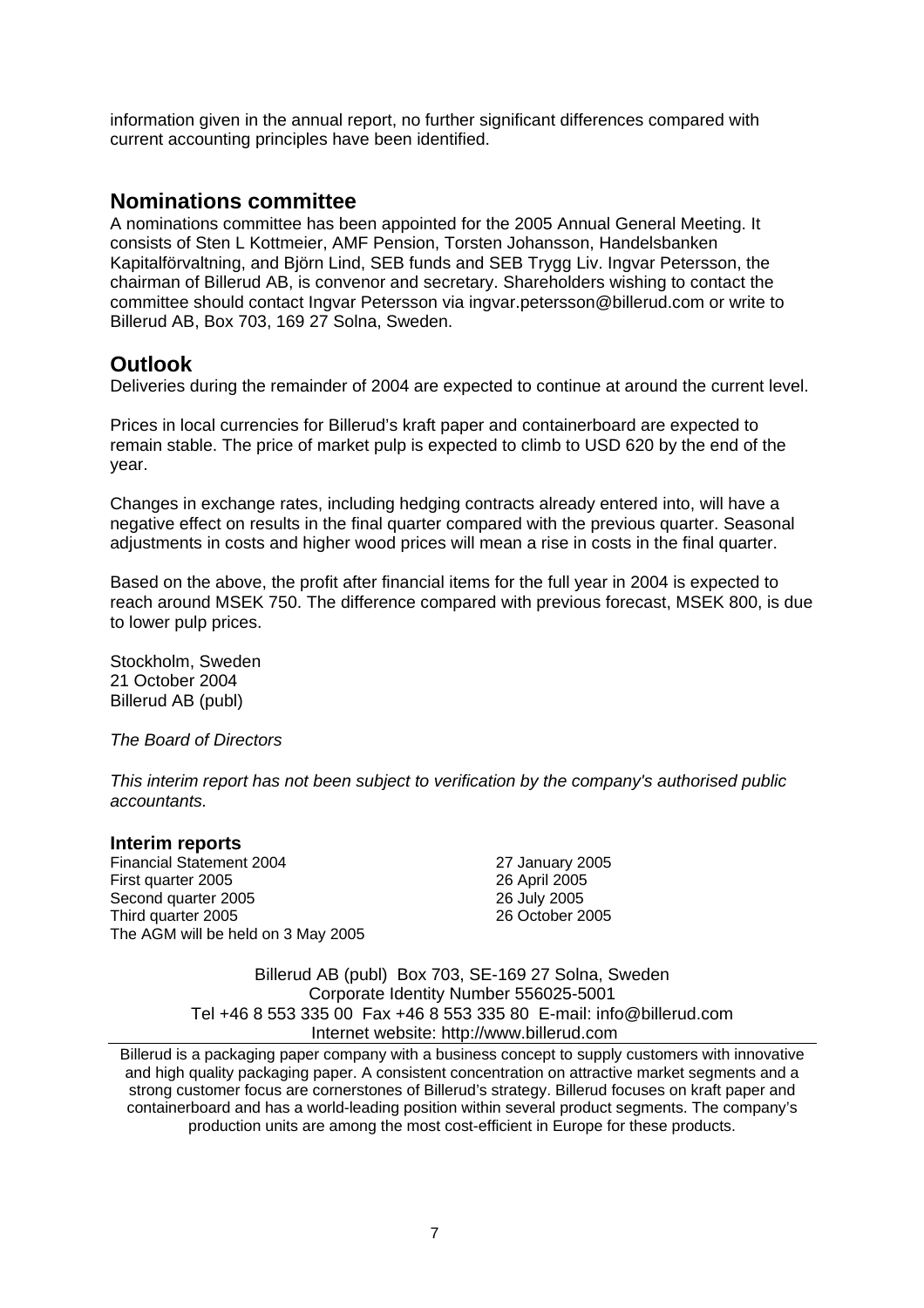information given in the annual report, no further significant differences compared with current accounting principles have been identified.

## Nominations committee

A nominations committee has been appointed for the 2005 Annual General Meeting. It consists of Sten L Kottmeier, AMF Pension, Torsten Johansson, Handelsbanken Kapitalförvaltning, and Björn Lind, SEB funds and SEB Trygg Liv. Ingvar Petersson, the chairman of Billerud AB, is convenor and secretary. Shareholders wishing to contact the committee should contact Ingvar Petersson via ingvar.petersson@billerud.com or write to Billerud AB, Box 703, 169 27 Solna, Sweden.

## Outlook

Deliveries during the remainder of 2004 are expected to continue at around the current level.

Prices in local currencies for Billerud's kraft paper and containerboard are expected to remain stable. The price of market pulp is expected to climb to USD 620 by the end of the year.

Changes in exchange rates, including hedging contracts already entered into, will have a negative effect on results in the final quarter compared with the previous quarter. Seasonal adjustments in costs and higher wood prices will mean a rise in costs in the final quarter.

Based on the above, the profit after financial items for the full year in 2004 is expected to reach around MSEK 750. The difference compared with previous forecast, MSEK 800, is due to lower pulp prices.

Stockholm, Sweden
21 October 2004
Billerud AB (publ)

*The Board of Directors*

*This interim report has not been subject to verification by the company's authorised public accountants.*

### Interim reports

| | |
|---|---|
| Financial Statement 2004 | 27 January 2005 |
| First quarter 2005 | 26 April 2005 |
| Second quarter 2005 | 26 July 2005 |
| Third quarter 2005 | 26 October 2005 |

The AGM will be held on 3 May 2005

Billerud AB (publ) Box 703, SE-169 27 Solna, Sweden
Corporate Identity Number 556025-5001
Tel +46 8 553 335 00 Fax +46 8 553 335 80 E-mail: info@billerud.com
Internet website: http://www.billerud.com

Billerud is a packaging paper company with a business concept to supply customers with innovative and high quality packaging paper. A consistent concentration on attractive market segments and a strong customer focus are cornerstones of Billerud's strategy. Billerud focuses on kraft paper and containerboard and has a world-leading position within several product segments. The company's production units are among the most cost-efficient in Europe for these products.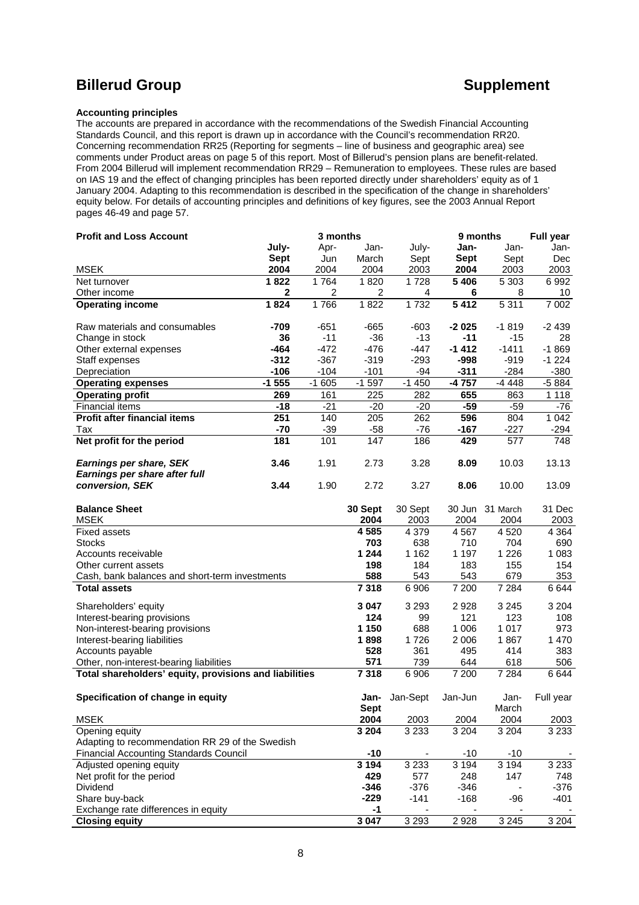# Billerud Group

## Supplement

**Accounting principles**

The accounts are prepared in accordance with the recommendations of the Swedish Financial Accounting Standards Council, and this report is drawn up in accordance with the Council's recommendation RR20. Concerning recommendation RR25 (Reporting for segments – line of business and geographic area) see comments under Product areas on page 5 of this report. Most of Billerud's pension plans are benefit-related. From 2004 Billerud will implement recommendation RR29 – Remuneration to employees. These rules are based on IAS 19 and the effect of changing principles has been reported directly under shareholders' equity as of 1 January 2004. Adapting to this recommendation is described in the specification of the change in shareholders' equity below. For details of accounting principles and definitions of key figures, see the 2003 Annual Report pages 46-49 and page 57.

| **Profit and Loss Account** | 3 months | | | | 9 months | | Full year |
|---|---|---|---|---|---|---|---|
| | **July-Sept** | Apr-Jun | Jan-March | July-Sept | **Jan-Sept** | Jan-Sept | Jan-Dec |
| MSEK | **2004** | 2004 | 2004 | 2003 | **2004** | 2003 | 2003 |
| Net turnover | **1 822** | 1 764 | 1 820 | 1 728 | **5 406** | 5 303 | 6 992 |
| Other income | **2** | 2 | 2 | 4 | **6** | 8 | 10 |
| **Operating income** | **1 824** | 1 766 | 1 822 | 1 732 | **5 412** | 5 311 | 7 002 |
| | | | | | | | |
| Raw materials and consumables | **-709** | -651 | -665 | -603 | **-2 025** | -1 819 | -2 439 |
| Change in stock | **36** | -11 | -36 | -13 | **-11** | -15 | 28 |
| Other external expenses | **-464** | -472 | -476 | -447 | **-1 412** | -1411 | -1 869 |
| Staff expenses | **-312** | -367 | -319 | -293 | **-998** | -919 | -1 224 |
| Depreciation | **-106** | -104 | -101 | -94 | **-311** | -284 | -380 |
| **Operating expenses** | **-1 555** | -1 605 | -1 597 | -1 450 | **-4 757** | -4 448 | -5 884 |
| **Operating profit** | **269** | 161 | 225 | 282 | **655** | 863 | 1 118 |
| Financial items | **-18** | -21 | -20 | -20 | **-59** | -59 | -76 |
| **Profit after financial items** | **251** | 140 | 205 | 262 | **596** | 804 | 1 042 |
| Tax | **-70** | -39 | -58 | -76 | **-167** | -227 | -294 |
| **Net profit for the period** | **181** | 101 | 147 | 186 | **429** | 577 | 748 |
| | | | | | | | |
| ***Earnings per share, SEK*** | **3.46** | 1.91 | 2.73 | 3.28 | **8.09** | 10.03 | 13.13 |
| ***Earnings per share after full conversion, SEK*** | **3.44** | 1.90 | 2.72 | 3.27 | **8.06** | 10.00 | 13.09 |

| **Balance Sheet** | **30 Sept** | 30 Sept | 30 Jun | 31 March | 31 Dec |
|---|---|---|---|---|---|
| MSEK | **2004** | 2003 | 2004 | 2004 | 2003 |
| Fixed assets | **4 585** | 4 379 | 4 567 | 4 520 | 4 364 |
| Stocks | **703** | 638 | 710 | 704 | 690 |
| Accounts receivable | **1 244** | 1 162 | 1 197 | 1 226 | 1 083 |
| Other current assets | **198** | 184 | 183 | 155 | 154 |
| Cash, bank balances and short-term investments | **588** | 543 | 543 | 679 | 353 |
| **Total assets** | **7 318** | 6 906 | 7 200 | 7 284 | 6 644 |
| | | | | | |
| Shareholders' equity | **3 047** | 3 293 | 2 928 | 3 245 | 3 204 |
| Interest-bearing provisions | **124** | 99 | 121 | 123 | 108 |
| Non-interest-bearing provisions | **1 150** | 688 | 1 006 | 1 017 | 973 |
| Interest-bearing liabilities | **1 898** | 1 726 | 2 006 | 1 867 | 1 470 |
| Accounts payable | **528** | 361 | 495 | 414 | 383 |
| Other, non-interest-bearing liabilities | **571** | 739 | 644 | 618 | 506 |
| **Total shareholders' equity, provisions and liabilities** | **7 318** | 6 906 | 7 200 | 7 284 | 6 644 |

| **Specification of change in equity** | **Jan-Sept** | Jan-Sept | Jan-Jun | Jan-March | Full year |
|---|---|---|---|---|---|
| MSEK | **2004** | 2003 | 2004 | 2004 | 2003 |
| Opening equity | **3 204** | 3 233 | 3 204 | 3 204 | 3 233 |
| Adapting to recommendation RR 29 of the Swedish Financial Accounting Standards Council | **-10** | - | -10 | -10 | - |
| Adjusted opening equity | **3 194** | 3 233 | 3 194 | 3 194 | 3 233 |
| Net profit for the period | **429** | 577 | 248 | 147 | 748 |
| Dividend | **-346** | -376 | -346 | - | -376 |
| Share buy-back | **-229** | -141 | -168 | -96 | -401 |
| Exchange rate differences in equity | **-1** | - | - | - | - |
| **Closing equity** | **3 047** | 3 293 | 2 928 | 3 245 | 3 204 |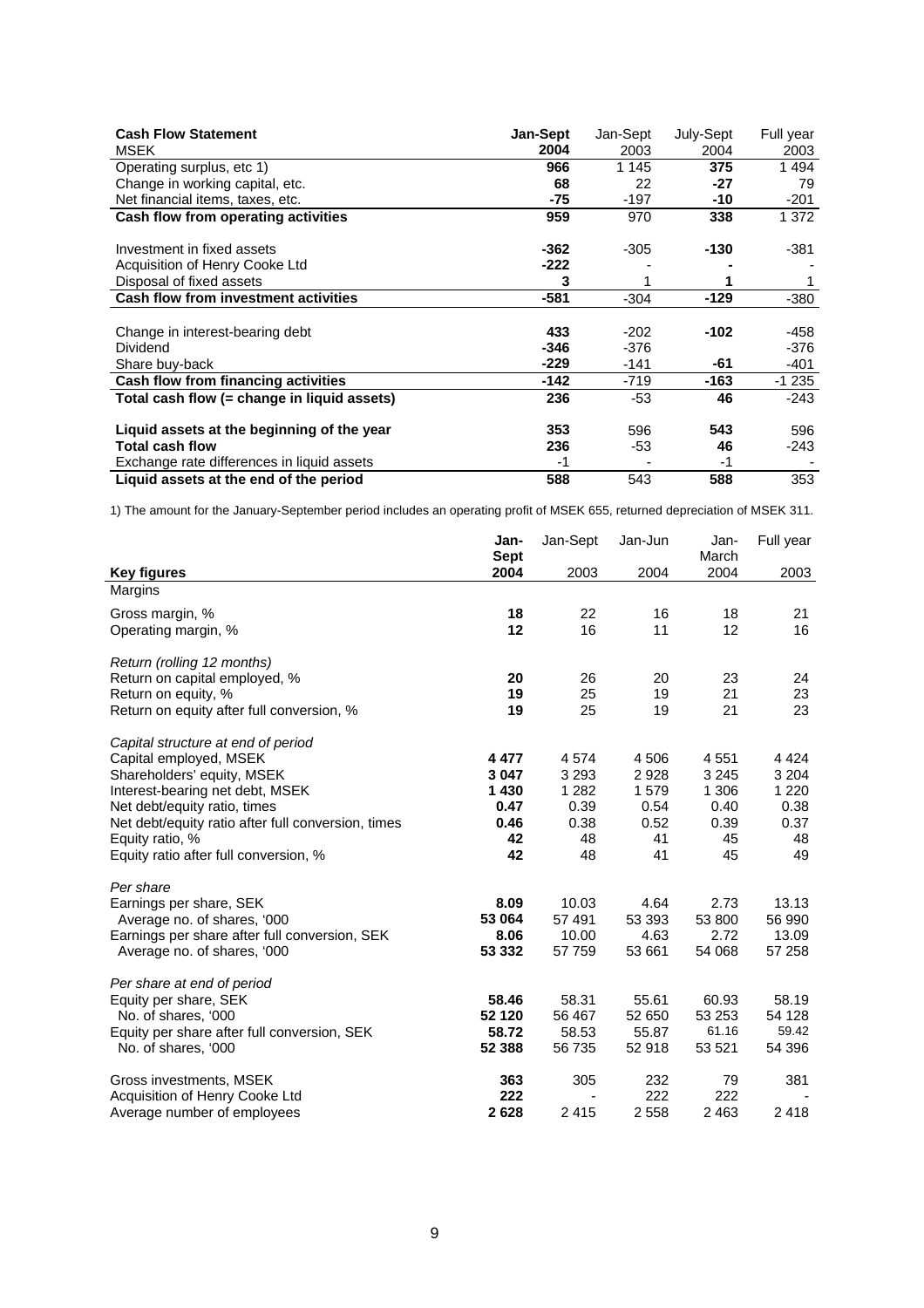| **Cash Flow Statement** MSEK | **Jan-Sept 2004** | Jan-Sept 2003 | **July-Sept 2004** | Full year 2003 |
|---|---|---|---|---|
| Operating surplus, etc 1) | **966** | 1 145 | **375** | 1 494 |
| Change in working capital, etc. | **68** | 22 | **-27** | 79 |
| Net financial items, taxes, etc. | **-75** | -197 | **-10** | -201 |
| **Cash flow from operating activities** | **959** | 970 | **338** | 1 372 |
| | | | | |
| Investment in fixed assets | **-362** | -305 | **-130** | -381 |
| Acquisition of Henry Cooke Ltd | **-222** | - | **-** | - |
| Disposal of fixed assets | **3** | 1 | **1** | 1 |
| **Cash flow from investment activities** | **-581** | -304 | **-129** | -380 |
| | | | | |
| Change in interest-bearing debt | **433** | -202 | **-102** | -458 |
| Dividend | **-346** | -376 | | -376 |
| Share buy-back | **-229** | -141 | **-61** | -401 |
| **Cash flow from financing activities** | **-142** | -719 | **-163** | -1 235 |
| **Total cash flow (= change in liquid assets)** | **236** | -53 | **46** | -243 |
| | | | | |
| **Liquid assets at the beginning of the year** | **353** | 596 | **543** | 596 |
| **Total cash flow** | **236** | -53 | **46** | -243 |
| Exchange rate differences in liquid assets | -1 | - | -1 | - |
| **Liquid assets at the end of the period** | **588** | 543 | **588** | 353 |

1) The amount for the January-September period includes an operating profit of MSEK 655, returned depreciation of MSEK 311.

| **Key figures** | **Jan-Sept 2004** | Jan-Sept 2003 | Jan-Jun 2004 | Jan-March 2004 | Full year 2003 |
|---|---|---|---|---|---|
| Margins | | | | | |
| Gross margin, % | **18** | 22 | 16 | 18 | 21 |
| Operating margin, % | **12** | 16 | 11 | 12 | 16 |
| | | | | | |
| *Return (rolling 12 months)* | | | | | |
| Return on capital employed, % | **20** | 26 | 20 | 23 | 24 |
| Return on equity, % | **19** | 25 | 19 | 21 | 23 |
| Return on equity after full conversion, % | **19** | 25 | 19 | 21 | 23 |
| | | | | | |
| *Capital structure at end of period* | | | | | |
| Capital employed, MSEK | **4 477** | 4 574 | 4 506 | 4 551 | 4 424 |
| Shareholders' equity, MSEK | **3 047** | 3 293 | 2 928 | 3 245 | 3 204 |
| Interest-bearing net debt, MSEK | **1 430** | 1 282 | 1 579 | 1 306 | 1 220 |
| Net debt/equity ratio, times | **0.47** | 0.39 | 0.54 | 0.40 | 0.38 |
| Net debt/equity ratio after full conversion, times | **0.46** | 0.38 | 0.52 | 0.39 | 0.37 |
| Equity ratio, % | **42** | 48 | 41 | 45 | 48 |
| Equity ratio after full conversion, % | **42** | 48 | 41 | 45 | 49 |
| | | | | | |
| *Per share* | | | | | |
| Earnings per share, SEK | **8.09** | 10.03 | 4.64 | 2.73 | 13.13 |
| Average no. of shares, '000 | **53 064** | 57 491 | 53 393 | 53 800 | 56 990 |
| Earnings per share after full conversion, SEK | **8.06** | 10.00 | 4.63 | 2.72 | 13.09 |
| Average no. of shares, '000 | **53 332** | 57 759 | 53 661 | 54 068 | 57 258 |
| | | | | | |
| *Per share at end of period* | | | | | |
| Equity per share, SEK | **58.46** | 58.31 | 55.61 | 60.93 | 58.19 |
| No. of shares, '000 | **52 120** | 56 467 | 52 650 | 53 253 | 54 128 |
| Equity per share after full conversion, SEK | **58.72** | 58.53 | 55.87 | 61.16 | 59.42 |
| No. of shares, '000 | **52 388** | 56 735 | 52 918 | 53 521 | 54 396 |
| | | | | | |
| Gross investments, MSEK | **363** | 305 | 232 | 79 | 381 |
| Acquisition of Henry Cooke Ltd | **222** | - | 222 | 222 | - |
| Average number of employees | **2 628** | 2 415 | 2 558 | 2 463 | 2 418 |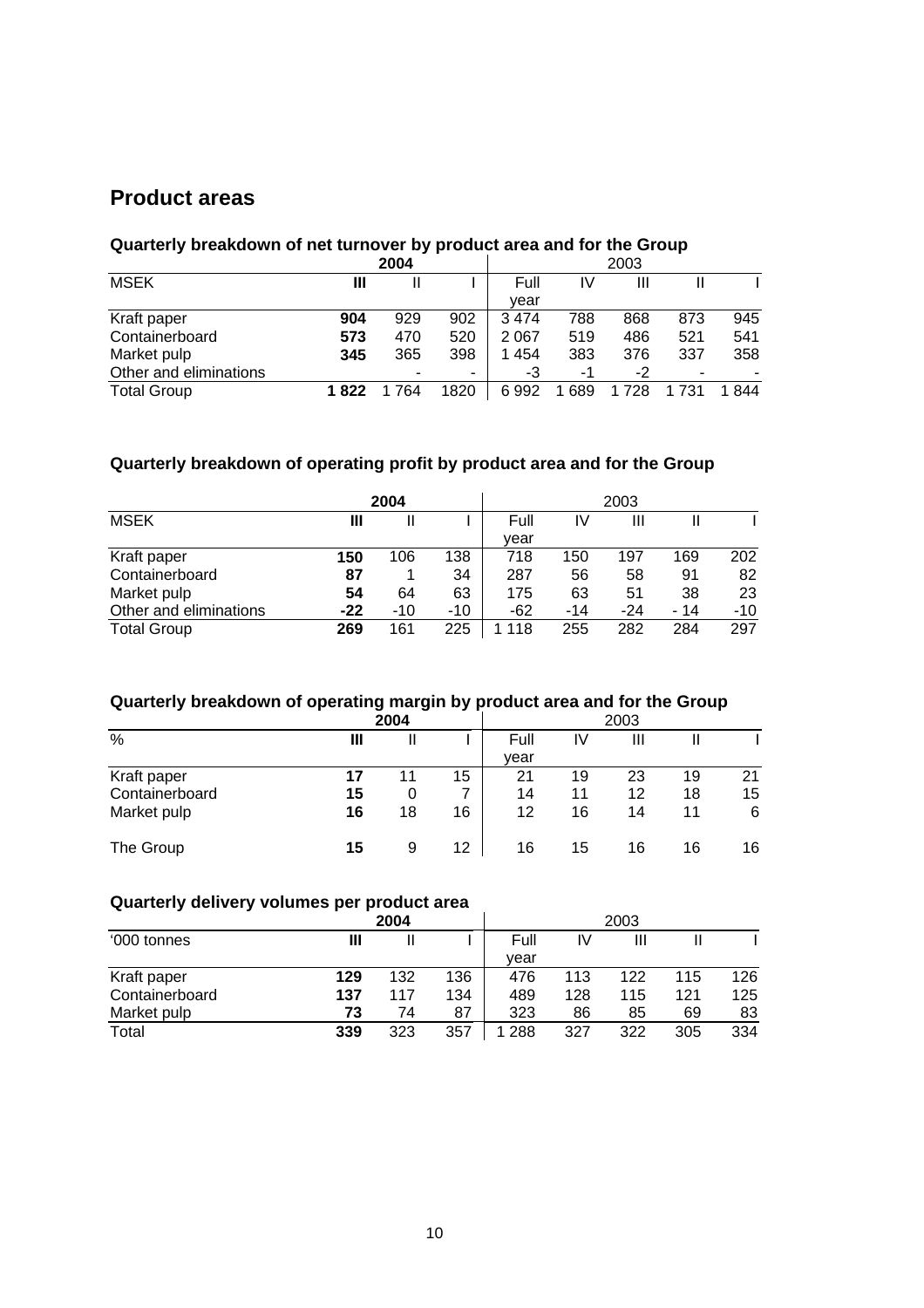## Product areas

### Quarterly breakdown of net turnover by product area and for the Group

| | 2004 | | | 2003 | | | | |
|---|---|---|---|---|---|---|---|---|
| MSEK | **III** | II | I | Full year | IV | III | II | I |
| Kraft paper | **904** | 929 | 902 | 3 474 | 788 | 868 | 873 | 945 |
| Containerboard | **573** | 470 | 520 | 2 067 | 519 | 486 | 521 | 541 |
| Market pulp | **345** | 365 | 398 | 1 454 | 383 | 376 | 337 | 358 |
| Other and eliminations | | - | - | -3 | -1 | -2 | - | - |
| Total Group | **1 822** | 1 764 | 1820 | 6 992 | 1 689 | 1 728 | 1 731 | 1 844 |

### Quarterly breakdown of operating profit by product area and for the Group

| | 2004 | | | 2003 | | | | |
|---|---|---|---|---|---|---|---|---|
| MSEK | **III** | II | I | Full year | IV | III | II | I |
| Kraft paper | **150** | 106 | 138 | 718 | 150 | 197 | 169 | 202 |
| Containerboard | **87** | 1 | 34 | 287 | 56 | 58 | 91 | 82 |
| Market pulp | **54** | 64 | 63 | 175 | 63 | 51 | 38 | 23 |
| Other and eliminations | **-22** | -10 | -10 | -62 | -14 | -24 | - 14 | -10 |
| Total Group | **269** | 161 | 225 | 1 118 | 255 | 282 | 284 | 297 |

### Quarterly breakdown of operating margin by product area and for the Group

| | 2004 | | | 2003 | | | | |
|---|---|---|---|---|---|---|---|---|
| % | **III** | II | I | Full year | IV | III | II | I |
| Kraft paper | **17** | 11 | 15 | 21 | 19 | 23 | 19 | 21 |
| Containerboard | **15** | 0 | 7 | 14 | 11 | 12 | 18 | 15 |
| Market pulp | **16** | 18 | 16 | 12 | 16 | 14 | 11 | 6 |
| The Group | **15** | 9 | 12 | 16 | 15 | 16 | 16 | 16 |

### Quarterly delivery volumes per product area

| | 2004 | | | 2003 | | | | |
|---|---|---|---|---|---|---|---|---|
| '000 tonnes | **III** | II | I | Full year | IV | III | II | I |
| Kraft paper | **129** | 132 | 136 | 476 | 113 | 122 | 115 | 126 |
| Containerboard | **137** | 117 | 134 | 489 | 128 | 115 | 121 | 125 |
| Market pulp | **73** | 74 | 87 | 323 | 86 | 85 | 69 | 83 |
| Total | **339** | 323 | 357 | 1 288 | 327 | 322 | 305 | 334 |